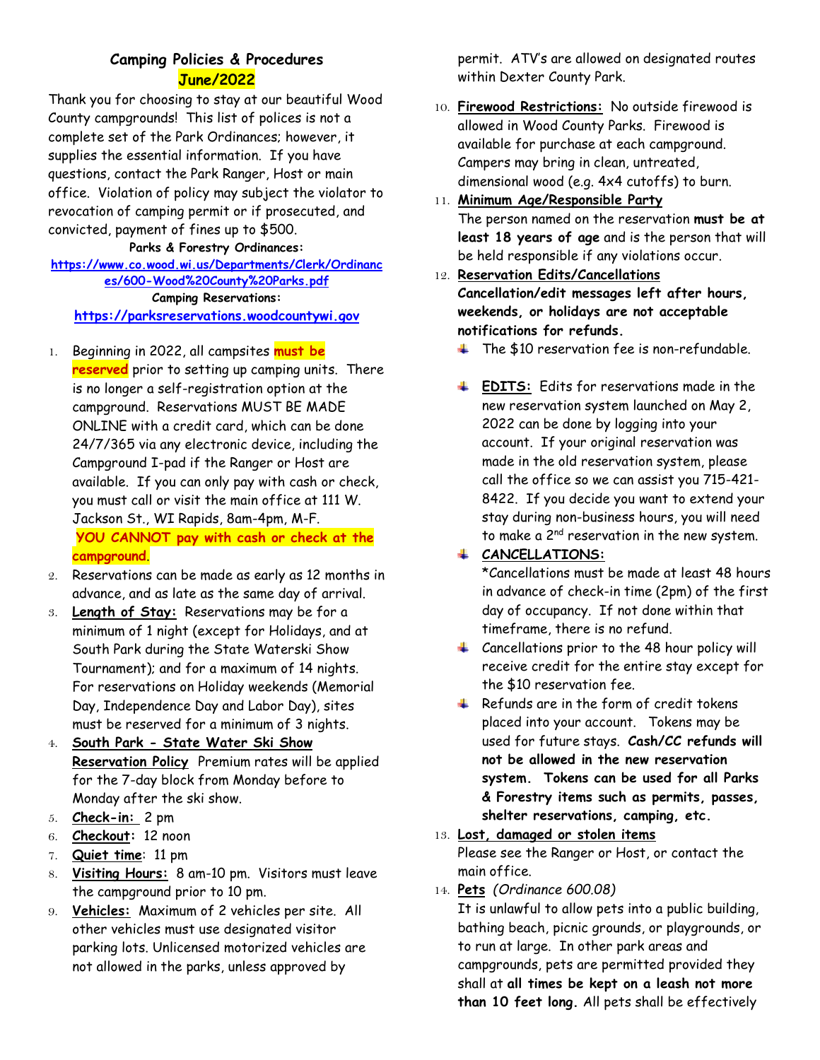## Camping Policies & Procedures

## June/2022

Thank you for choosing to stay at our beautiful Wood County campgrounds! This list of polices is not a complete set of the Park Ordinances; however, it supplies the essential information. If you have questions, contact the Park Ranger, Host or main office. Violation of policy may subject the violator to revocation of camping permit or if prosecuted, and convicted, payment of fines up to $500.

**Parks & Forestry Ordinances:**
https://www.co.wood.wi.us/Departments/Clerk/Ordinances/600-Wood%20County%20Parks.pdf

**Camping Reservations:**
https://parksreservations.woodcountywi.gov

1. Beginning in 2022, all campsites **must be reserved** prior to setting up camping units. There is no longer a self-registration option at the campground. Reservations MUST BE MADE ONLINE with a credit card, which can be done 24/7/365 via any electronic device, including the Campground I-pad if the Ranger or Host are available. If you can only pay with cash or check, you must call or visit the main office at 111 W. Jackson St., WI Rapids, 8am-4pm, M-F. **YOU CANNOT pay with cash or check at the campground.**
2. Reservations can be made as early as 12 months in advance, and as late as the same day of arrival.
3. **Length of Stay:** Reservations may be for a minimum of 1 night (except for Holidays, and at South Park during the State Waterski Show Tournament); and for a maximum of 14 nights. For reservations on Holiday weekends (Memorial Day, Independence Day and Labor Day), sites must be reserved for a minimum of 3 nights.
4. **South Park - State Water Ski Show Reservation Policy** Premium rates will be applied for the 7-day block from Monday before to Monday after the ski show.
5. **Check-in:** 2 pm
6. **Checkout:** 12 noon
7. **Quiet time:** 11 pm
8. **Visiting Hours:** 8 am-10 pm. Visitors must leave the campground prior to 10 pm.
9. **Vehicles:** Maximum of 2 vehicles per site. All other vehicles must use designated visitor parking lots. Unlicensed motorized vehicles are not allowed in the parks, unless approved by permit. ATV's are allowed on designated routes within Dexter County Park.
10. **Firewood Restrictions:** No outside firewood is allowed in Wood County Parks. Firewood is available for purchase at each campground. Campers may bring in clean, untreated, dimensional wood (e.g. 4x4 cutoffs) to burn.
11. **Minimum Age/Responsible Party**
    The person named on the reservation **must be at least 18 years of age** and is the person that will be held responsible if any violations occur.
12. **Reservation Edits/Cancellations**
    **Cancellation/edit messages left after hours, weekends, or holidays are not acceptable notifications for refunds.**
    - The $10 reservation fee is non-refundable.
    - **EDITS:** Edits for reservations made in the new reservation system launched on May 2, 2022 can be done by logging into your account. If your original reservation was made in the old reservation system, please call the office so we can assist you 715-421-8422. If you decide you want to extend your stay during non-business hours, you will need to make a 2nd reservation in the new system.
    - **CANCELLATIONS:**
      *Cancellations must be made at least 48 hours in advance of check-in time (2pm) of the first day of occupancy. If not done within that timeframe, there is no refund.
    - Cancellations prior to the 48 hour policy will receive credit for the entire stay except for the $10 reservation fee.
    - Refunds are in the form of credit tokens placed into your account. Tokens may be used for future stays. **Cash/CC refunds will not be allowed in the new reservation system. Tokens can be used for all Parks & Forestry items such as permits, passes, shelter reservations, camping, etc.**
13. **Lost, damaged or stolen items**
    Please see the Ranger or Host, or contact the main office.
14. **Pets** *(Ordinance 600.08)*
    It is unlawful to allow pets into a public building, bathing beach, picnic grounds, or playgrounds, or to run at large. In other park areas and campgrounds, pets are permitted provided they shall at **all times be kept on a leash not more than 10 feet long.** All pets shall be effectively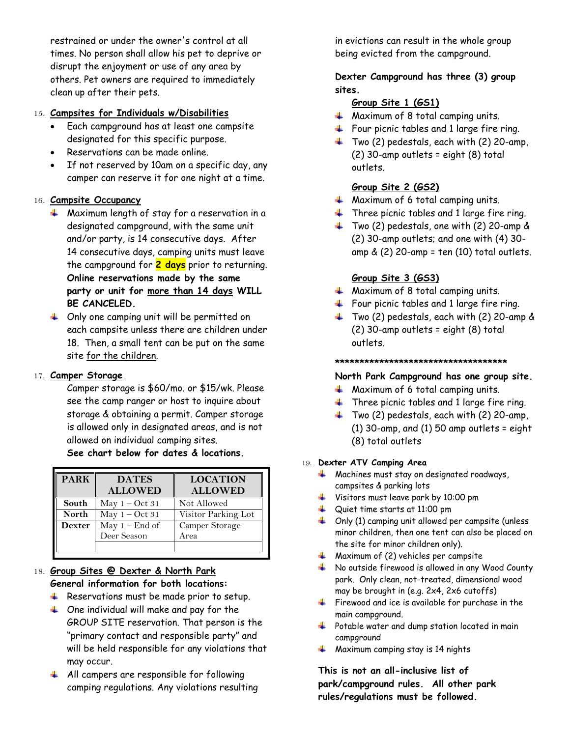restrained or under the owner's control at all times. No person shall allow his pet to deprive or disrupt the enjoyment or use of any area by others. Pet owners are required to immediately clean up after their pets.

15. **Campsites for Individuals w/Disabilities**
    - Each campground has at least one campsite designated for this specific purpose.
    - Reservations can be made online.
    - If not reserved by 10am on a specific day, any camper can reserve it for one night at a time.

16. **Campsite Occupancy**
    - Maximum length of stay for a reservation in a designated campground, with the same unit and/or party, is 14 consecutive days. After 14 consecutive days, camping units must leave the campground for **2 days** prior to returning. **Online reservations made by the same party or unit for more than 14 days WILL BE CANCELED.**
    - Only one camping unit will be permitted on each campsite unless there are children under 18. Then, a small tent can be put on the same site for the children.

17. **Camper Storage**

    Camper storage is $60/mo. or $15/wk. Please see the camp ranger or host to inquire about storage & obtaining a permit. Camper storage is allowed only in designated areas, and is not allowed on individual camping sites.
    **See chart below for dates & locations.**

| PARK | DATES ALLOWED | LOCATION ALLOWED |
|---|---|---|
| South | May 1 – Oct 31 | Not Allowed |
| North | May 1 – Oct 31 | Visitor Parking Lot |
| Dexter | May 1 – End of Deer Season | Camper Storage Area |
| | | |

18. **Group Sites @ Dexter & North Park**

    **General information for both locations:**
    - Reservations must be made prior to setup.
    - One individual will make and pay for the GROUP SITE reservation. That person is the "primary contact and responsible party" and will be held responsible for any violations that may occur.
    - All campers are responsible for following camping regulations. Any violations resulting in evictions can result in the whole group being evicted from the campground.

    **Dexter Campground has three (3) group sites.**

    **Group Site 1 (GS1)**
    - Maximum of 8 total camping units.
    - Four picnic tables and 1 large fire ring.
    - Two (2) pedestals, each with (2) 20-amp, (2) 30-amp outlets = eight (8) total outlets.

    **Group Site 2 (GS2)**
    - Maximum of 6 total camping units.
    - Three picnic tables and 1 large fire ring.
    - Two (2) pedestals, one with (2) 20-amp & (2) 30-amp outlets; and one with (4) 30-amp & (2) 20-amp = ten (10) total outlets.

    **Group Site 3 (GS3)**
    - Maximum of 8 total camping units.
    - Four picnic tables and 1 large fire ring.
    - Two (2) pedestals, each with (2) 20-amp & (2) 30-amp outlets = eight (8) total outlets.

    **************************************

    **North Park Campground has one group site.**
    - Maximum of 6 total camping units.
    - Three picnic tables and 1 large fire ring.
    - Two (2) pedestals, each with (2) 20-amp, (1) 30-amp, and (1) 50 amp outlets = eight (8) total outlets

19. **Dexter ATV Camping Area**
    - Machines must stay on designated roadways, campsites & parking lots
    - Visitors must leave park by 10:00 pm
    - Quiet time starts at 11:00 pm
    - Only (1) camping unit allowed per campsite (unless minor children, then one tent can also be placed on the site for minor children only).
    - Maximum of (2) vehicles per campsite
    - No outside firewood is allowed in any Wood County park. Only clean, not-treated, dimensional wood may be brought in (e.g. 2x4, 2x6 cutoffs)
    - Firewood and ice is available for purchase in the main campground.
    - Potable water and dump station located in main campground
    - Maximum camping stay is 14 nights

**This is not an all-inclusive list of park/campground rules. All other park rules/regulations must be followed.**